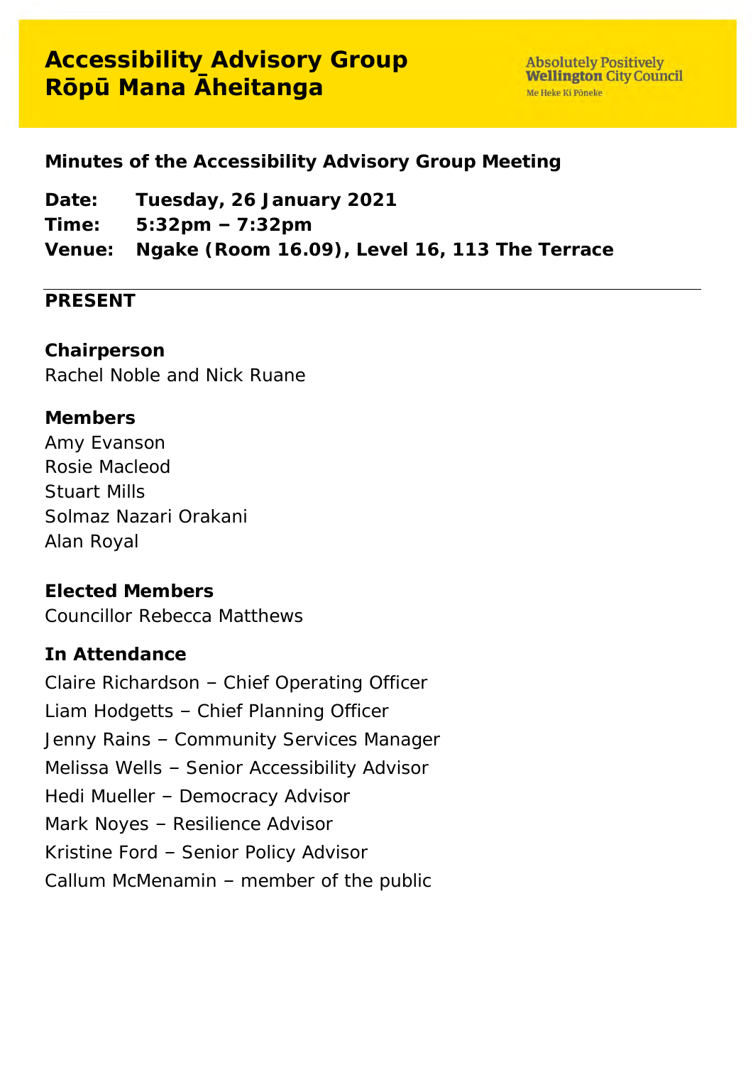# Accessibility Advisory Group
# Rōpū Mana Āheitanga

Absolutely Positively **Wellington** City Council
Me Heke Ki Pōneke

**Minutes of the Accessibility Advisory Group Meeting**

**Date:** **Tuesday, 26 January 2021**
**Time:** **5:32pm – 7:32pm**
**Venue:** **Ngake (Room 16.09), Level 16, 113 The Terrace**

---

**PRESENT**

**Chairperson**
Rachel Noble and Nick Ruane

**Members**
Amy Evanson
Rosie Macleod
Stuart Mills
Solmaz Nazari Orakani
Alan Royal

**Elected Members**
Councillor Rebecca Matthews

**In Attendance**
Claire Richardson – Chief Operating Officer
Liam Hodgetts – Chief Planning Officer
Jenny Rains – Community Services Manager
Melissa Wells – Senior Accessibility Advisor
Hedi Mueller – Democracy Advisor
Mark Noyes – Resilience Advisor
Kristine Ford – Senior Policy Advisor
Callum McMenamin – member of the public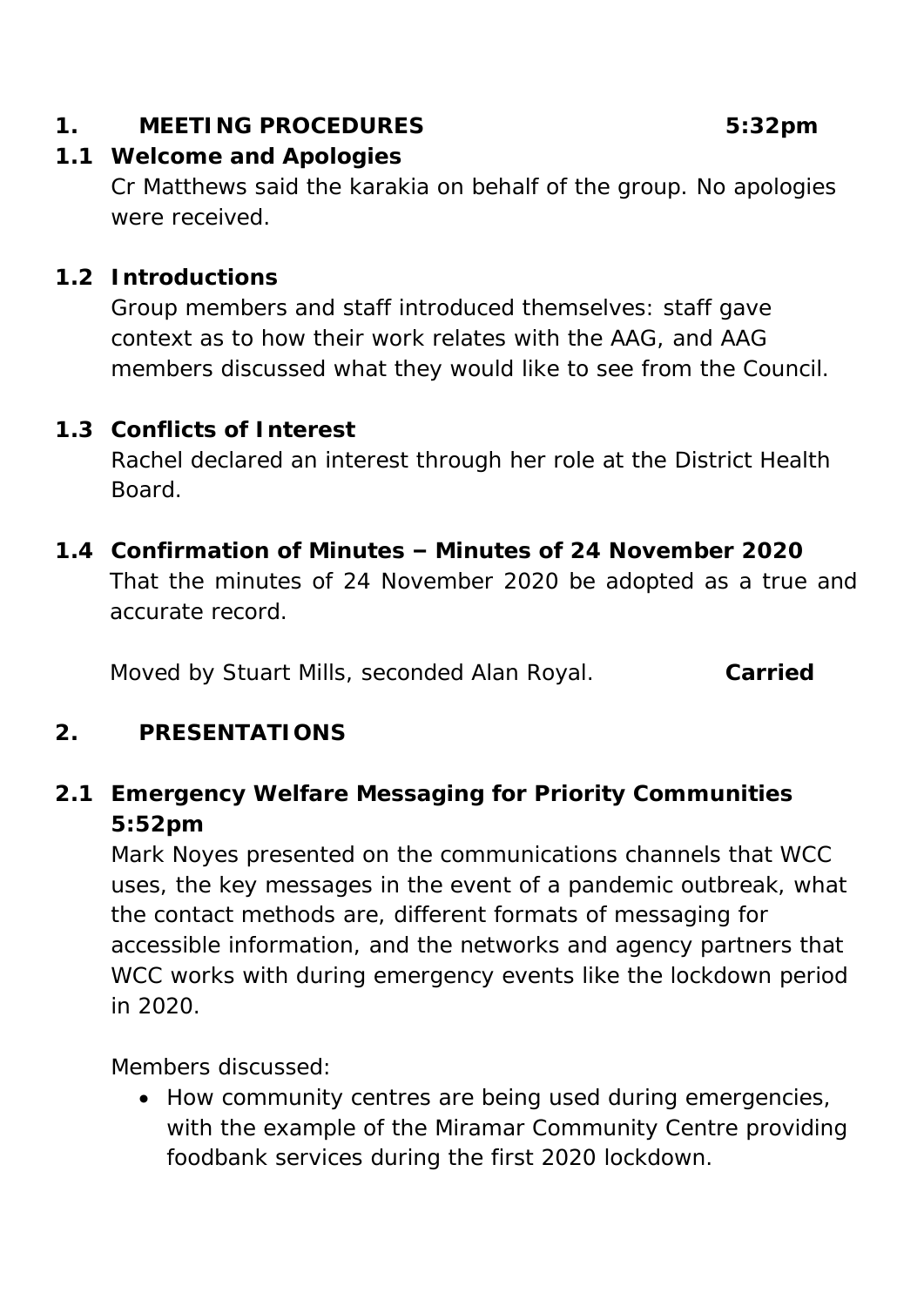## 1. MEETING PROCEDURES 5:32pm

### 1.1 Welcome and Apologies

Cr Matthews said the karakia on behalf of the group. No apologies were received.

### 1.2 Introductions

Group members and staff introduced themselves: staff gave context as to how their work relates with the AAG, and AAG members discussed what they would like to see from the Council.

### 1.3 Conflicts of Interest

Rachel declared an interest through her role at the District Health Board.

### 1.4 Confirmation of Minutes – Minutes of 24 November 2020

That the minutes of 24 November 2020 be adopted as a true and accurate record.

Moved by Stuart Mills, seconded Alan Royal. **Carried**

## 2. PRESENTATIONS

### 2.1 Emergency Welfare Messaging for Priority Communities 5:52pm

Mark Noyes presented on the communications channels that WCC uses, the key messages in the event of a pandemic outbreak, what the contact methods are, different formats of messaging for accessible information, and the networks and agency partners that WCC works with during emergency events like the lockdown period in 2020.

Members discussed:

- How community centres are being used during emergencies, with the example of the Miramar Community Centre providing foodbank services during the first 2020 lockdown.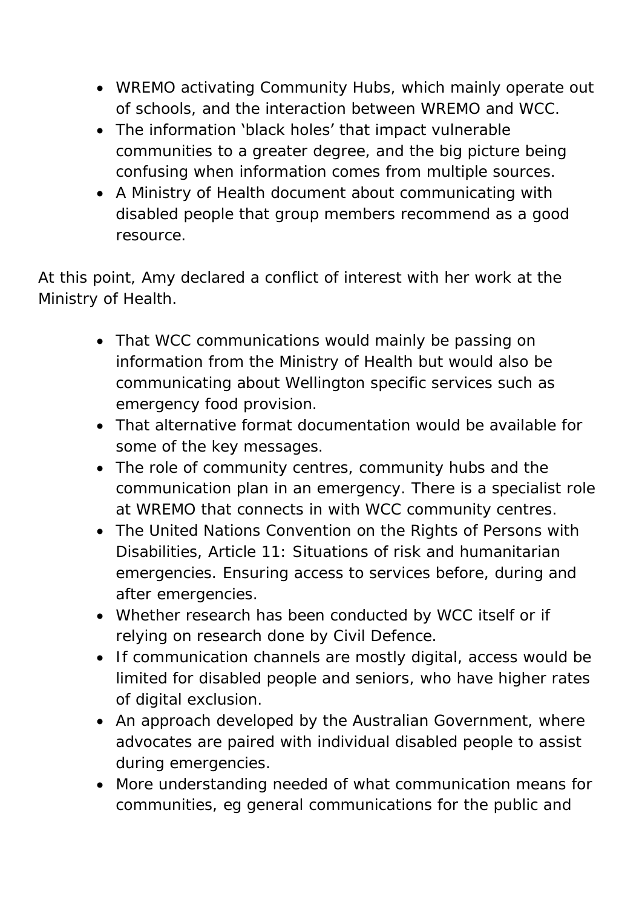- WREMO activating Community Hubs, which mainly operate out of schools, and the interaction between WREMO and WCC.
- The information 'black holes' that impact vulnerable communities to a greater degree, and the big picture being confusing when information comes from multiple sources.
- A Ministry of Health document about communicating with disabled people that group members recommend as a good resource.

At this point, Amy declared a conflict of interest with her work at the Ministry of Health.

- That WCC communications would mainly be passing on information from the Ministry of Health but would also be communicating about Wellington specific services such as emergency food provision.
- That alternative format documentation would be available for some of the key messages.
- The role of community centres, community hubs and the communication plan in an emergency. There is a specialist role at WREMO that connects in with WCC community centres.
- The United Nations Convention on the Rights of Persons with Disabilities, Article 11: Situations of risk and humanitarian emergencies. Ensuring access to services before, during and after emergencies.
- Whether research has been conducted by WCC itself or if relying on research done by Civil Defence.
- If communication channels are mostly digital, access would be limited for disabled people and seniors, who have higher rates of digital exclusion.
- An approach developed by the Australian Government, where advocates are paired with individual disabled people to assist during emergencies.
- More understanding needed of what communication means for communities, eg general communications for the public and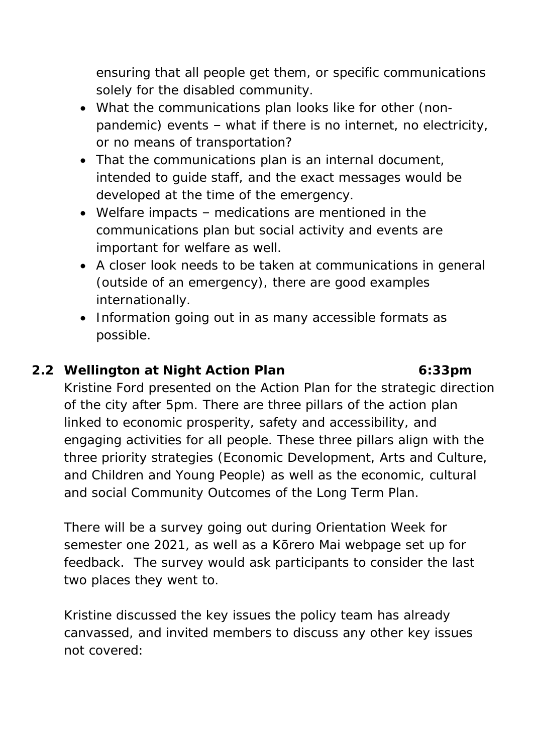ensuring that all people get them, or specific communications solely for the disabled community.

- What the communications plan looks like for other (non-pandemic) events – what if there is no internet, no electricity, or no means of transportation?
- That the communications plan is an internal document, intended to guide staff, and the exact messages would be developed at the time of the emergency.
- Welfare impacts – medications are mentioned in the communications plan but social activity and events are important for welfare as well.
- A closer look needs to be taken at communications in general (outside of an emergency), there are good examples internationally.
- Information going out in as many accessible formats as possible.

### 2.2 Wellington at Night Action Plan 6:33pm

Kristine Ford presented on the Action Plan for the strategic direction of the city after 5pm. There are three pillars of the action plan linked to economic prosperity, safety and accessibility, and engaging activities for all people. These three pillars align with the three priority strategies (Economic Development, Arts and Culture, and Children and Young People) as well as the economic, cultural and social Community Outcomes of the Long Term Plan.

There will be a survey going out during Orientation Week for semester one 2021, as well as a Kōrero Mai webpage set up for feedback. The survey would ask participants to consider the last two places they went to.

Kristine discussed the key issues the policy team has already canvassed, and invited members to discuss any other key issues not covered: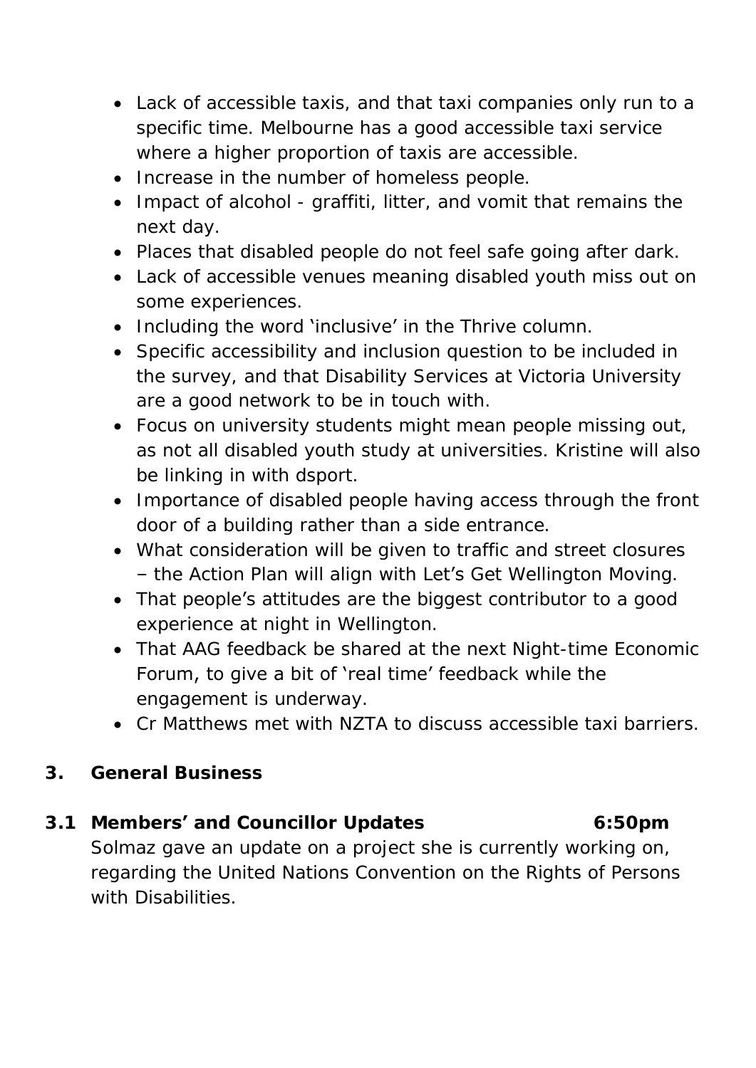- Lack of accessible taxis, and that taxi companies only run to a specific time. Melbourne has a good accessible taxi service where a higher proportion of taxis are accessible.
- Increase in the number of homeless people.
- Impact of alcohol - graffiti, litter, and vomit that remains the next day.
- Places that disabled people do not feel safe going after dark.
- Lack of accessible venues meaning disabled youth miss out on some experiences.
- Including the word 'inclusive' in the Thrive column.
- Specific accessibility and inclusion question to be included in the survey, and that Disability Services at Victoria University are a good network to be in touch with.
- Focus on university students might mean people missing out, as not all disabled youth study at universities. Kristine will also be linking in with dsport.
- Importance of disabled people having access through the front door of a building rather than a side entrance.
- What consideration will be given to traffic and street closures – the Action Plan will align with Let's Get Wellington Moving.
- That people's attitudes are the biggest contributor to a good experience at night in Wellington.
- That AAG feedback be shared at the next Night-time Economic Forum, to give a bit of 'real time' feedback while the engagement is underway.
- Cr Matthews met with NZTA to discuss accessible taxi barriers.

## 3. General Business

### 3.1 Members' and Councillor Updates 6:50pm

Solmaz gave an update on a project she is currently working on, regarding the United Nations Convention on the Rights of Persons with Disabilities.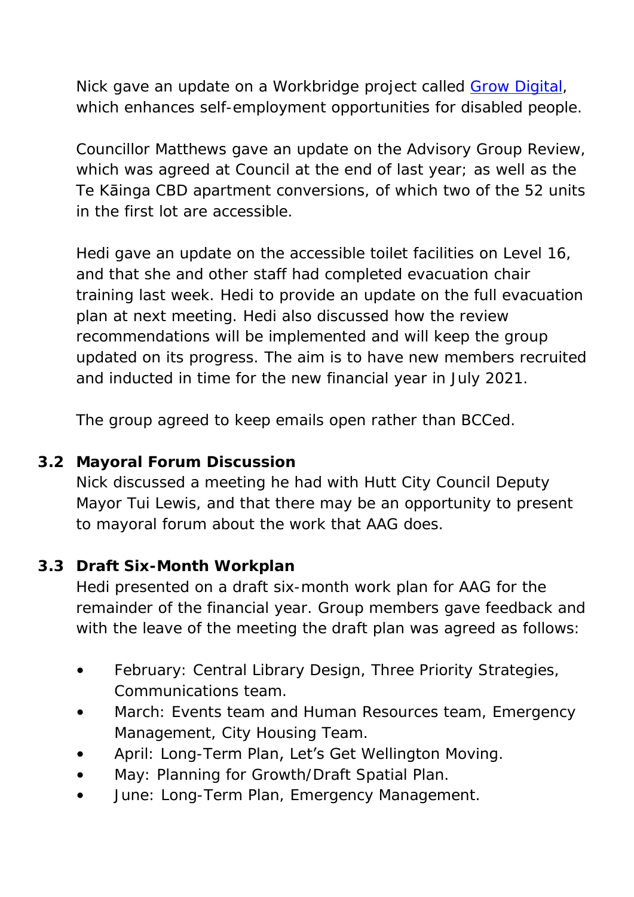Nick gave an update on a Workbridge project called [Grow Digital](), which enhances self-employment opportunities for disabled people.

Councillor Matthews gave an update on the Advisory Group Review, which was agreed at Council at the end of last year; as well as the Te Kāinga CBD apartment conversions, of which two of the 52 units in the first lot are accessible.

Hedi gave an update on the accessible toilet facilities on Level 16, and that she and other staff had completed evacuation chair training last week. Hedi to provide an update on the full evacuation plan at next meeting. Hedi also discussed how the review recommendations will be implemented and will keep the group updated on its progress. The aim is to have new members recruited and inducted in time for the new financial year in July 2021.

The group agreed to keep emails open rather than BCCed.

### 3.2 Mayoral Forum Discussion

Nick discussed a meeting he had with Hutt City Council Deputy Mayor Tui Lewis, and that there may be an opportunity to present to mayoral forum about the work that AAG does.

### 3.3 Draft Six-Month Workplan

Hedi presented on a draft six-month work plan for AAG for the remainder of the financial year. Group members gave feedback and with the leave of the meeting the draft plan was agreed as follows:

- February: Central Library Design, Three Priority Strategies, Communications team.
- March: Events team and Human Resources team, Emergency Management, City Housing Team.
- April: Long-Term Plan, Let's Get Wellington Moving.
- May: Planning for Growth/Draft Spatial Plan.
- June: Long-Term Plan, Emergency Management.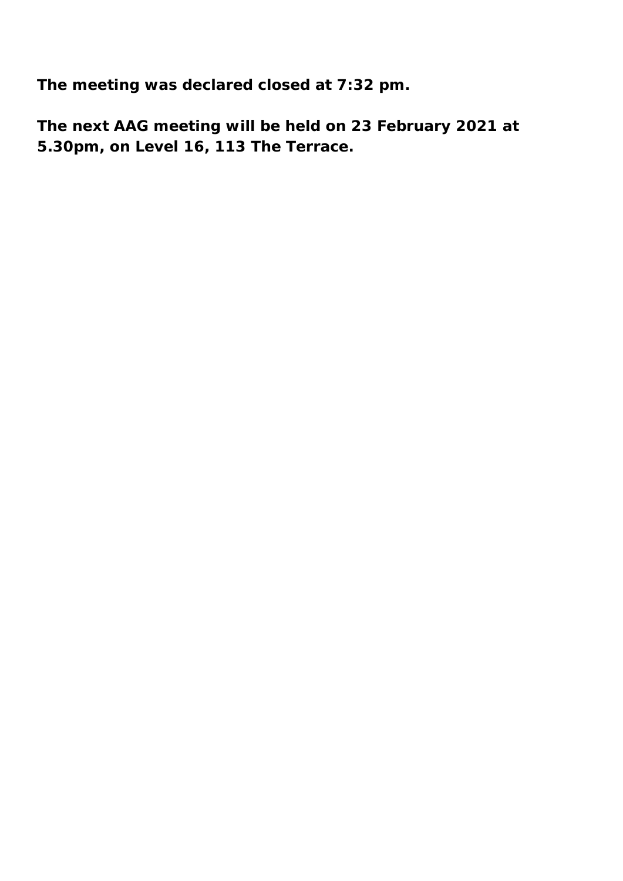**The meeting was declared closed at 7:32 pm.**

**The next AAG meeting will be held on 23 February 2021 at 5.30pm, on Level 16, 113 The Terrace.**